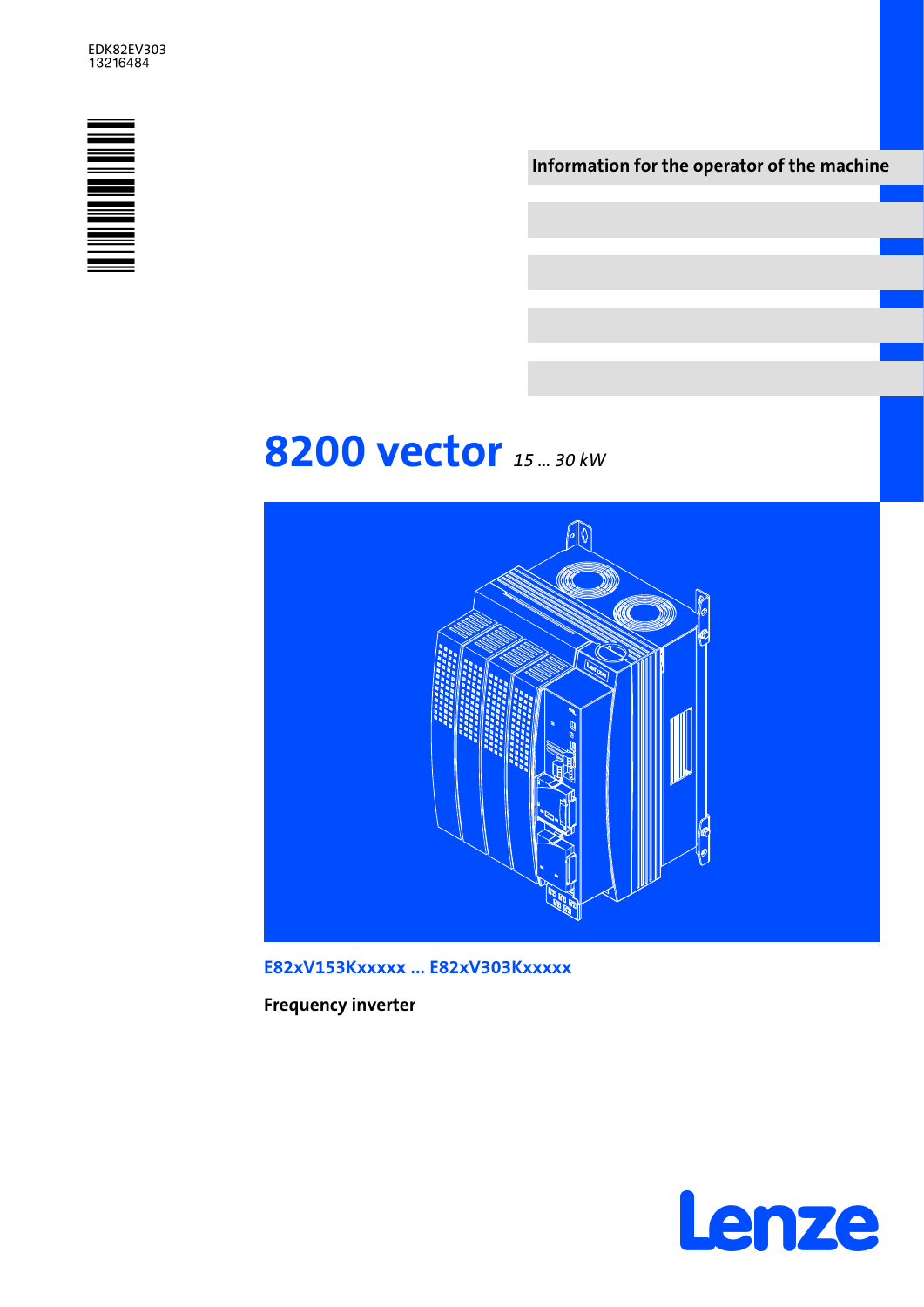EDK82EV303
13216484

Information for the operator of the machine

# 8200 vector *15 ... 30 kW*

E82xV153Kxxxxx ... E82xV303Kxxxxx

**Frequency inverter**

Lenze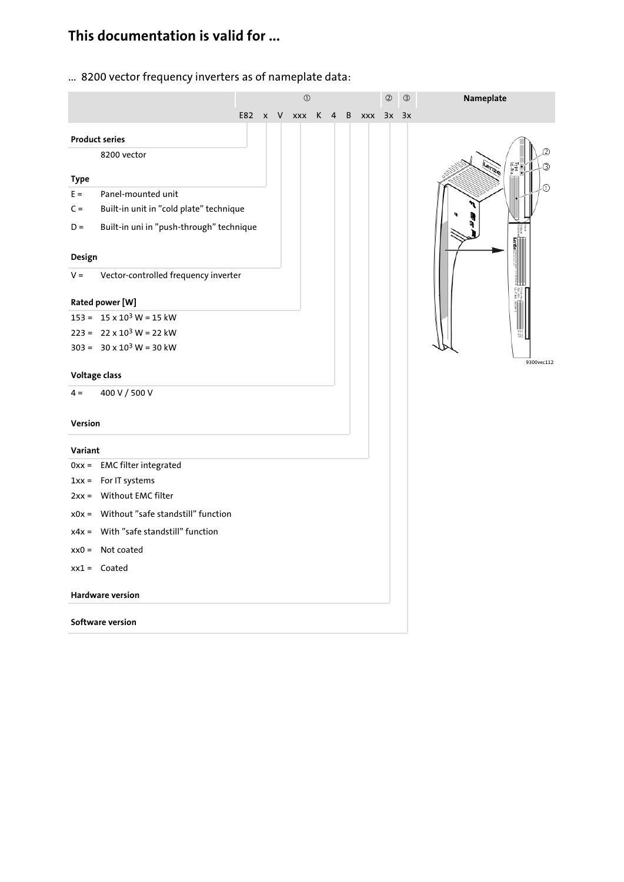# This documentation is valid for ...

... 8200 vector frequency inverters as of nameplate data:

| | ① | ② | ③ | Nameplate |
|---|---|---|---|---|
| | E82 x V xxx K 4 B xxx | 3x | 3x | |

**Product series**

8200 vector

**Type**

E = Panel-mounted unit

C = Built-in unit in ”cold plate” technique

D = Built-in uni in ”push-through” technique

**Design**

V = Vector-controlled frequency inverter

**Rated power [W]**

153 = $15 \times 10^3$ W = 15 kW

223 = $22 \times 10^3$ W = 22 kW

303 = $30 \times 10^3$ W = 30 kW

**Voltage class**

4 = 400 V / 500 V

**Version**

**Variant**

0xx = EMC filter integrated

1xx = For IT systems

2xx = Without EMC filter

x0x = Without ”safe standstill” function

x4x = With ”safe standstill” function

xx0 = Not coated

xx1 = Coated

**Hardware version**

**Software version**

9300vec112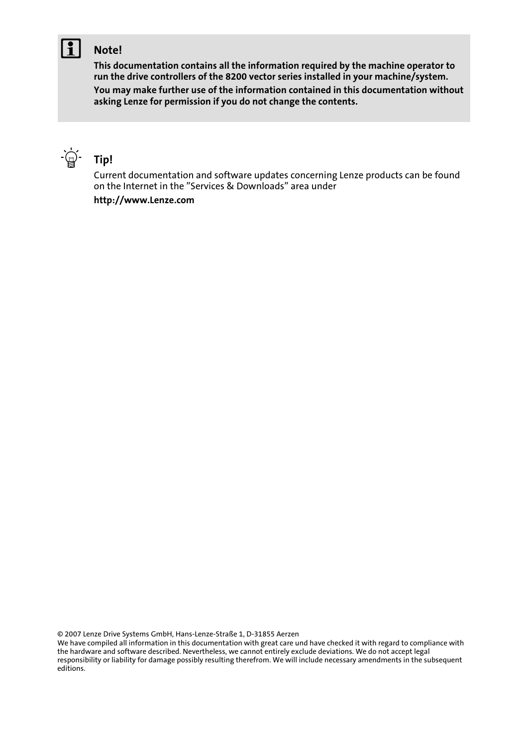**Note!**

**This documentation contains all the information required by the machine operator to run the drive controllers of the 8200 vector series installed in your machine/system.**

**You may make further use of the information contained in this documentation without asking Lenze for permission if you do not change the contents.**

**Tip!**

Current documentation and software updates concerning Lenze products can be found on the Internet in the "Services & Downloads" area under

**http://www.Lenze.com**

© 2007 Lenze Drive Systems GmbH, Hans-Lenze-Straße 1, D-31855 Aerzen

We have compiled all information in this documentation with great care und have checked it with regard to compliance with the hardware and software described. Nevertheless, we cannot entirely exclude deviations. We do not accept legal responsibility or liability for damage possibly resulting therefrom. We will include necessary amendments in the subsequent editions.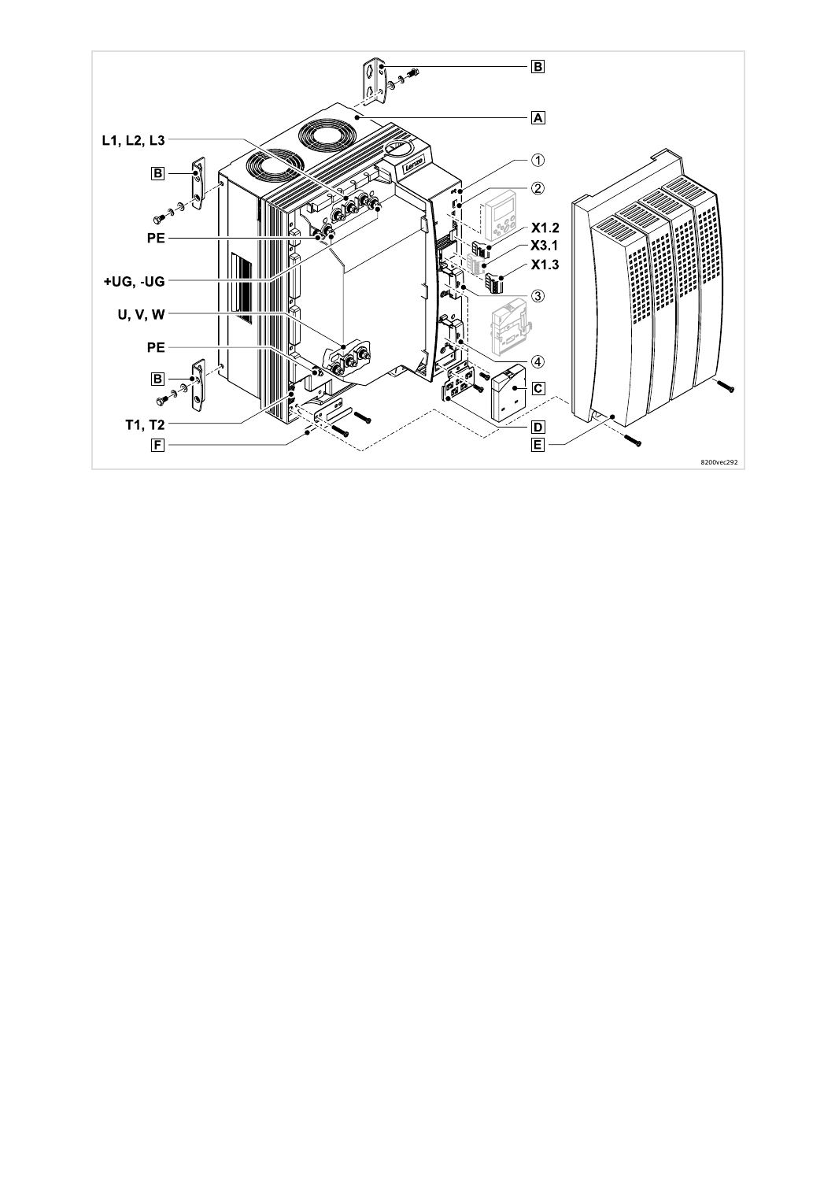B

A

L1, L2, L3

B

PE

+UG, -UG

U, V, W

PE

B

T1, T2

F

①

②

X1.2

X3.1

X1.3

③

④

C

D

E

8200vec292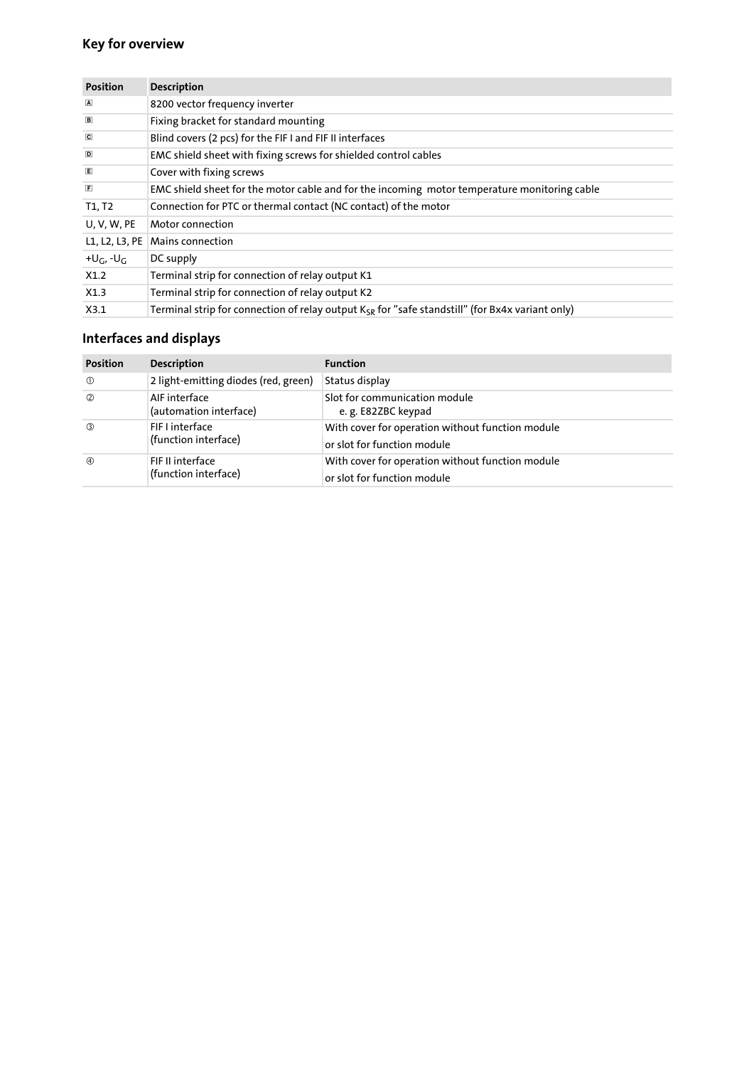## Key for overview

| Position | Description |
| --- | --- |
| A | 8200 vector frequency inverter |
| B | Fixing bracket for standard mounting |
| C | Blind covers (2 pcs) for the FIF I and FIF II interfaces |
| D | EMC shield sheet with fixing screws for shielded control cables |
| E | Cover with fixing screws |
| F | EMC shield sheet for the motor cable and for the incoming motor temperature monitoring cable |
| T1, T2 | Connection for PTC or thermal contact (NC contact) of the motor |
| U, V, W, PE | Motor connection |
| L1, L2, L3, PE | Mains connection |
| $+U_G$, $-U_G$ | DC supply |
| X1.2 | Terminal strip for connection of relay output K1 |
| X1.3 | Terminal strip for connection of relay output K2 |
| X3.1 | Terminal strip for connection of relay output $K_{SR}$ for "safe standstill" (for Bx4x variant only) |

## Interfaces and displays

| Position | Description | Function |
| --- | --- | --- |
| ① | 2 light-emitting diodes (red, green) | Status display |
| ② | AIF interface (automation interface) | Slot for communication module e. g. E82ZBC keypad |
| ③ | FIF I interface (function interface) | With cover for operation without function module or slot for function module |
| ④ | FIF II interface (function interface) | With cover for operation without function module or slot for function module |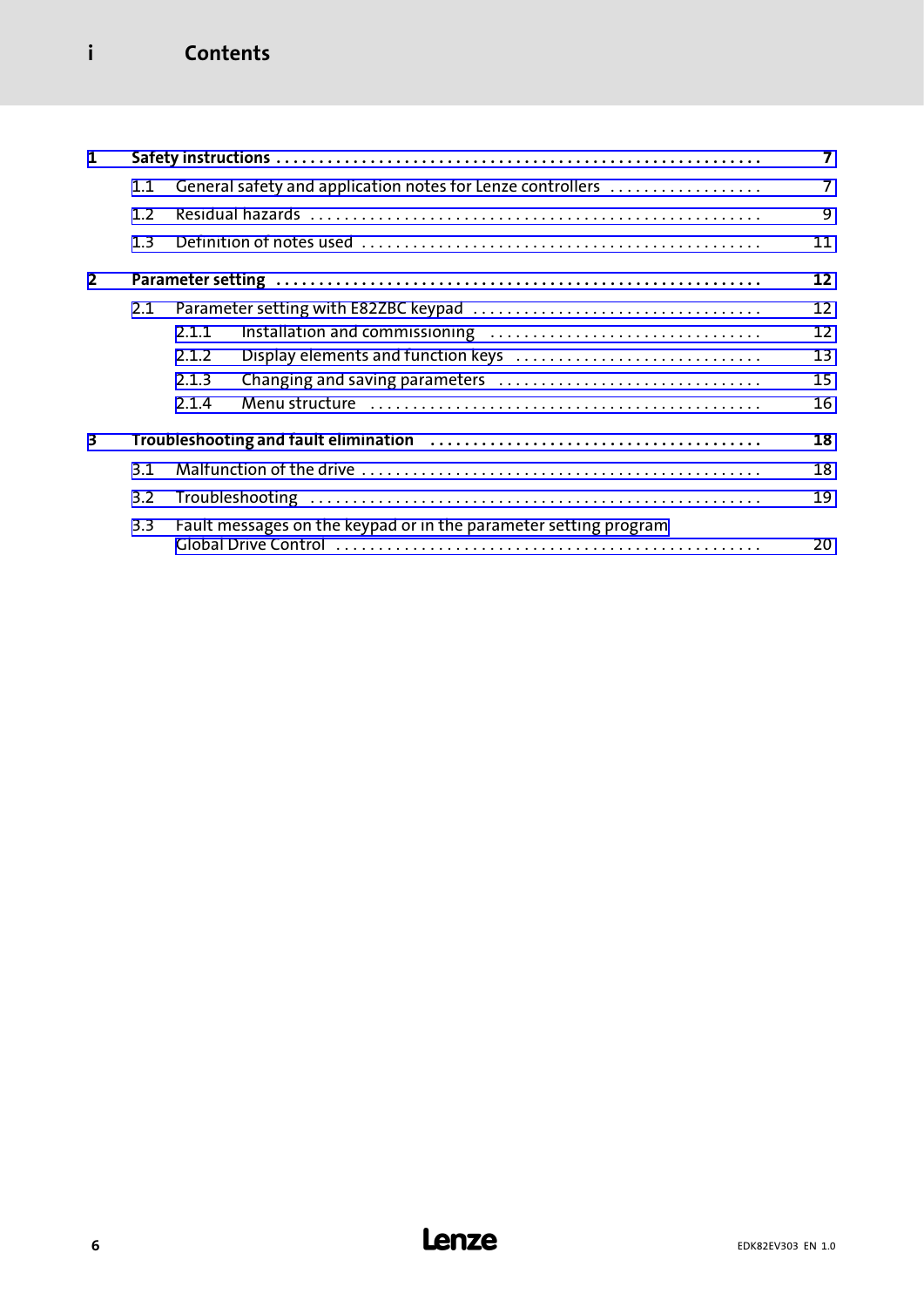# Contents

| | | | |
|---|---|---|---|
| **1** | **Safety instructions** | | **7** |
| | 1.1 | General safety and application notes for Lenze controllers | 7 |
| | 1.2 | Residual hazards | 9 |
| | 1.3 | Definition of notes used | 11 |
| **2** | **Parameter setting** | | **12** |
| | 2.1 | Parameter setting with E82ZBC keypad | 12 |
| | 2.1.1 | Installation and commissioning | 12 |
| | 2.1.2 | Display elements and function keys | 13 |
| | 2.1.3 | Changing and saving parameters | 15 |
| | 2.1.4 | Menu structure | 16 |
| **3** | **Troubleshooting and fault elimination** | | **18** |
| | 3.1 | Malfunction of the drive | 18 |
| | 3.2 | Troubleshooting | 19 |
| | 3.3 | Fault messages on the keypad or in the parameter setting program Global Drive Control | 20 |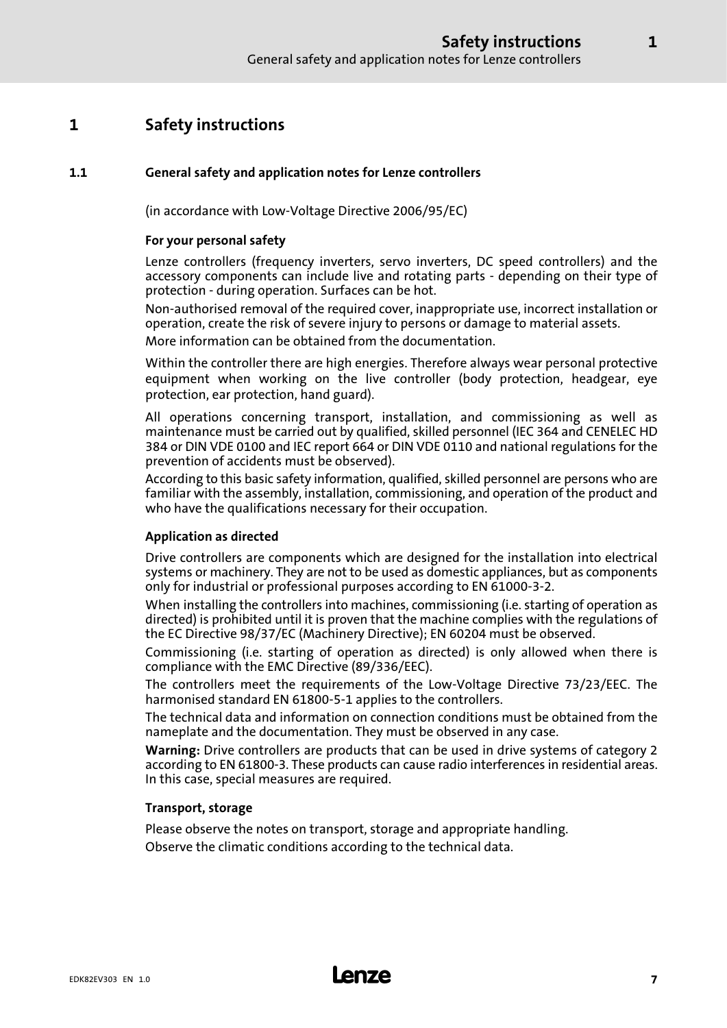# 1 Safety instructions

## 1.1 General safety and application notes for Lenze controllers

(in accordance with Low-Voltage Directive 2006/95/EC)

### For your personal safety

Lenze controllers (frequency inverters, servo inverters, DC speed controllers) and the accessory components can include live and rotating parts - depending on their type of protection - during operation. Surfaces can be hot.

Non-authorised removal of the required cover, inappropriate use, incorrect installation or operation, create the risk of severe injury to persons or damage to material assets.

More information can be obtained from the documentation.

Within the controller there are high energies. Therefore always wear personal protective equipment when working on the live controller (body protection, headgear, eye protection, ear protection, hand guard).

All operations concerning transport, installation, and commissioning as well as maintenance must be carried out by qualified, skilled personnel (IEC 364 and CENELEC HD 384 or DIN VDE 0100 and IEC report 664 or DIN VDE 0110 and national regulations for the prevention of accidents must be observed).

According to this basic safety information, qualified, skilled personnel are persons who are familiar with the assembly, installation, commissioning, and operation of the product and who have the qualifications necessary for their occupation.

### Application as directed

Drive controllers are components which are designed for the installation into electrical systems or machinery. They are not to be used as domestic appliances, but as components only for industrial or professional purposes according to EN 61000-3-2.

When installing the controllers into machines, commissioning (i.e. starting of operation as directed) is prohibited until it is proven that the machine complies with the regulations of the EC Directive 98/37/EC (Machinery Directive); EN 60204 must be observed.

Commissioning (i.e. starting of operation as directed) is only allowed when there is compliance with the EMC Directive (89/336/EEC).

The controllers meet the requirements of the Low-Voltage Directive 73/23/EEC. The harmonised standard EN 61800-5-1 applies to the controllers.

The technical data and information on connection conditions must be obtained from the nameplate and the documentation. They must be observed in any case.

**Warning:** Drive controllers are products that can be used in drive systems of category 2 according to EN 61800-3. These products can cause radio interferences in residential areas. In this case, special measures are required.

### Transport, storage

Please observe the notes on transport, storage and appropriate handling.

Observe the climatic conditions according to the technical data.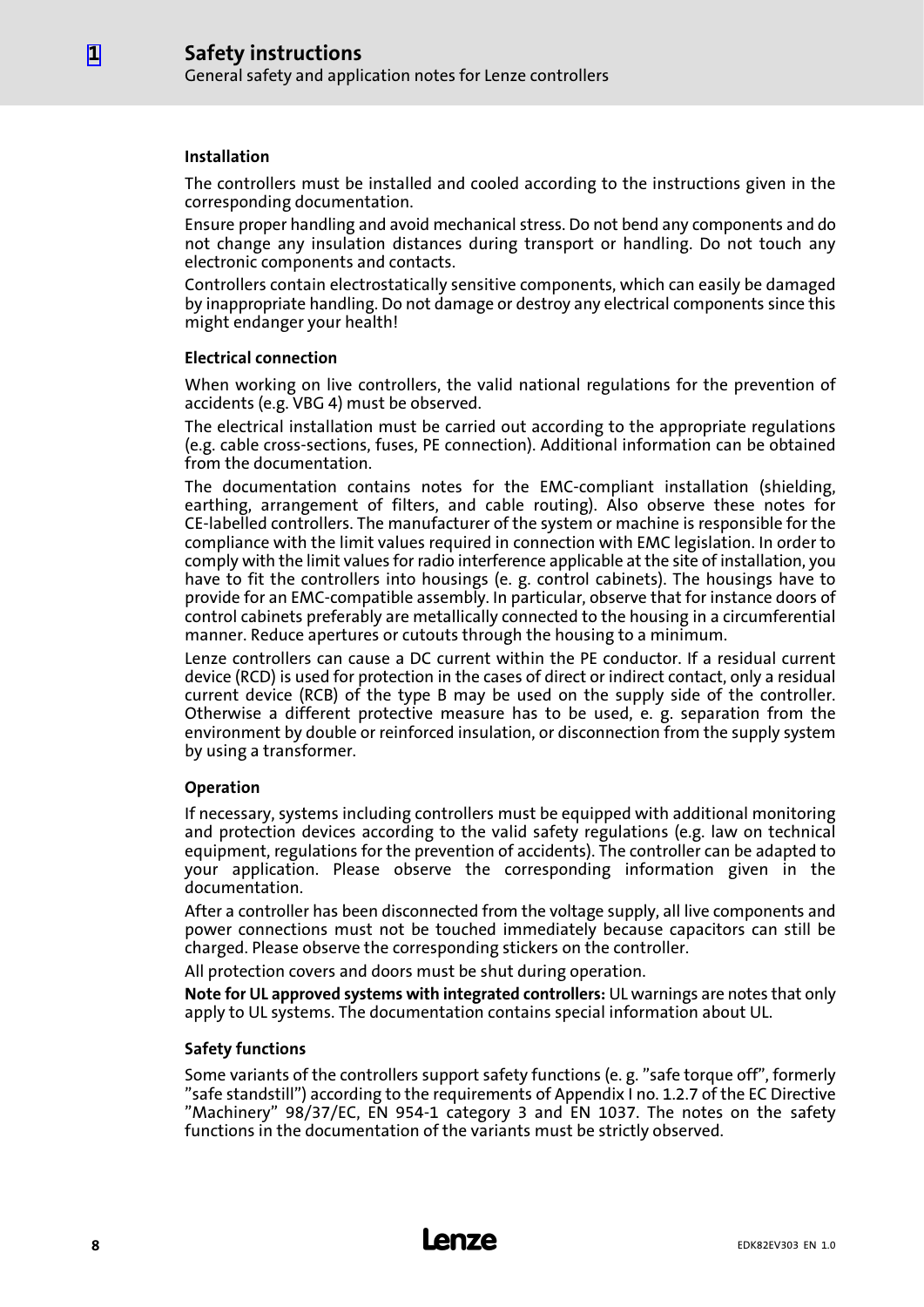#### Installation

The controllers must be installed and cooled according to the instructions given in the corresponding documentation.

Ensure proper handling and avoid mechanical stress. Do not bend any components and do not change any insulation distances during transport or handling. Do not touch any electronic components and contacts.

Controllers contain electrostatically sensitive components, which can easily be damaged by inappropriate handling. Do not damage or destroy any electrical components since this might endanger your health!

#### Electrical connection

When working on live controllers, the valid national regulations for the prevention of accidents (e.g. VBG 4) must be observed.

The electrical installation must be carried out according to the appropriate regulations (e.g. cable cross-sections, fuses, PE connection). Additional information can be obtained from the documentation.

The documentation contains notes for the EMC-compliant installation (shielding, earthing, arrangement of filters, and cable routing). Also observe these notes for CE-labelled controllers. The manufacturer of the system or machine is responsible for the compliance with the limit values required in connection with EMC legislation. In order to comply with the limit values for radio interference applicable at the site of installation, you have to fit the controllers into housings (e. g. control cabinets). The housings have to provide for an EMC-compatible assembly. In particular, observe that for instance doors of control cabinets preferably are metallically connected to the housing in a circumferential manner. Reduce apertures or cutouts through the housing to a minimum.

Lenze controllers can cause a DC current within the PE conductor. If a residual current device (RCD) is used for protection in the cases of direct or indirect contact, only a residual current device (RCB) of the type B may be used on the supply side of the controller. Otherwise a different protective measure has to be used, e. g. separation from the environment by double or reinforced insulation, or disconnection from the supply system by using a transformer.

#### Operation

If necessary, systems including controllers must be equipped with additional monitoring and protection devices according to the valid safety regulations (e.g. law on technical equipment, regulations for the prevention of accidents). The controller can be adapted to your application. Please observe the corresponding information given in the documentation.

After a controller has been disconnected from the voltage supply, all live components and power connections must not be touched immediately because capacitors can still be charged. Please observe the corresponding stickers on the controller.

All protection covers and doors must be shut during operation.

**Note for UL approved systems with integrated controllers:** UL warnings are notes that only apply to UL systems. The documentation contains special information about UL.

#### Safety functions

Some variants of the controllers support safety functions (e. g. "safe torque off", formerly "safe standstill") according to the requirements of Appendix I no. 1.2.7 of the EC Directive "Machinery" 98/37/EC, EN 954-1 category 3 and EN 1037. The notes on the safety functions in the documentation of the variants must be strictly observed.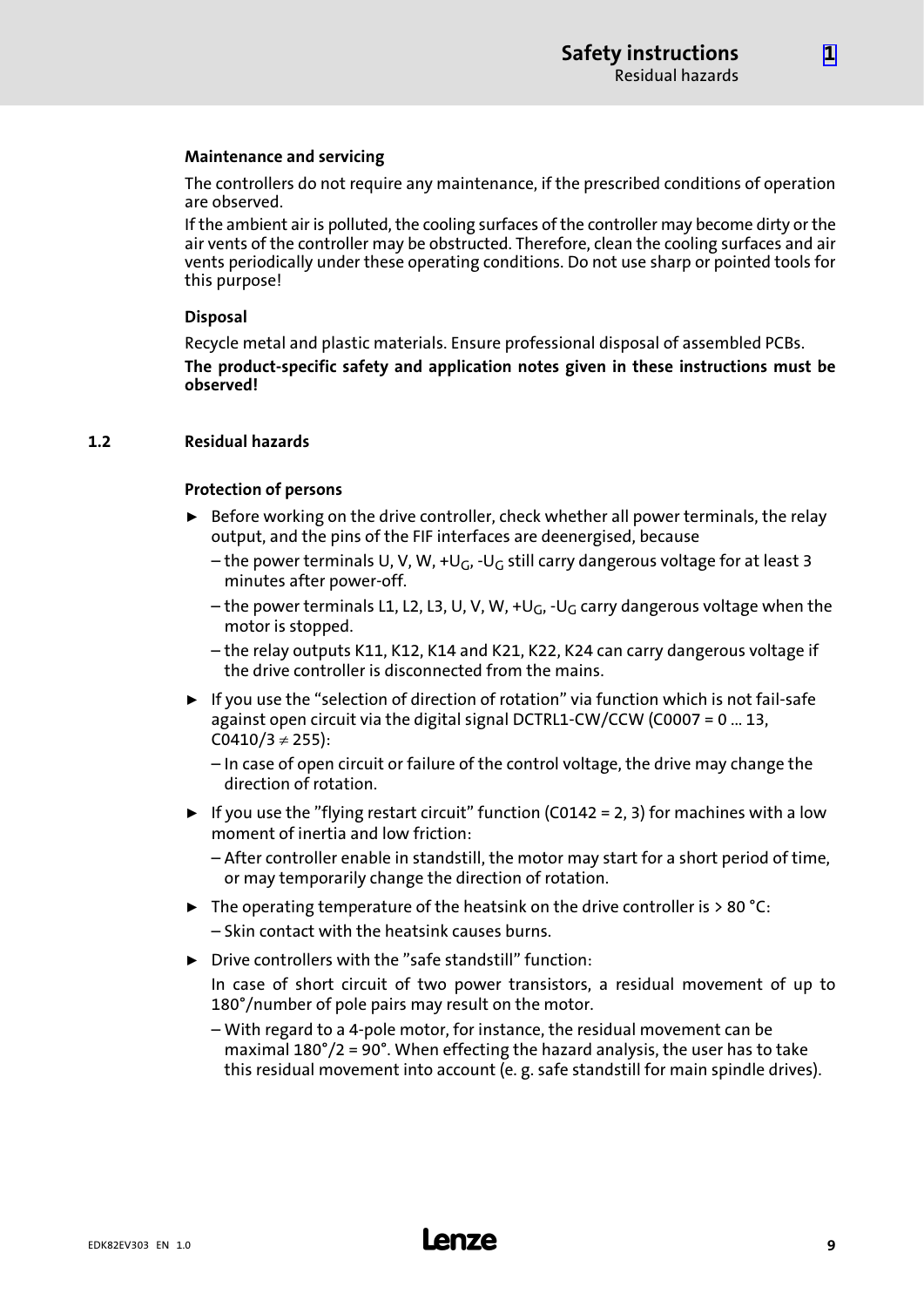#### Maintenance and servicing

The controllers do not require any maintenance, if the prescribed conditions of operation are observed.

If the ambient air is polluted, the cooling surfaces of the controller may become dirty or the air vents of the controller may be obstructed. Therefore, clean the cooling surfaces and air vents periodically under these operating conditions. Do not use sharp or pointed tools for this purpose!

#### Disposal

Recycle metal and plastic materials. Ensure professional disposal of assembled PCBs.

**The product-specific safety and application notes given in these instructions must be observed!**

## 1.2 Residual hazards

#### Protection of persons

- Before working on the drive controller, check whether all power terminals, the relay output, and the pins of the FIF interfaces are deenergised, because
  - the power terminals U, V, W, $+U_G$, $-U_G$ still carry dangerous voltage for at least 3 minutes after power-off.
  - the power terminals L1, L2, L3, U, V, W, $+U_G$, $-U_G$ carry dangerous voltage when the motor is stopped.
  - the relay outputs K11, K12, K14 and K21, K22, K24 can carry dangerous voltage if the drive controller is disconnected from the mains.
- If you use the “selection of direction of rotation” via function which is not fail-safe against open circuit via the digital signal DCTRL1-CW/CCW (C0007 = 0 ... 13, C0410/3 $\neq$ 255):
  - In case of open circuit or failure of the control voltage, the drive may change the direction of rotation.
- If you use the ”flying restart circuit” function (C0142 = 2, 3) for machines with a low moment of inertia and low friction:
  - After controller enable in standstill, the motor may start for a short period of time, or may temporarily change the direction of rotation.
- The operating temperature of the heatsink on the drive controller is > 80 °C:
  - Skin contact with the heatsink causes burns.
- Drive controllers with the ”safe standstill” function:

  In case of short circuit of two power transistors, a residual movement of up to 180°/number of pole pairs may result on the motor.
  - With regard to a 4-pole motor, for instance, the residual movement can be maximal 180°/2 = 90°. When effecting the hazard analysis, the user has to take this residual movement into account (e. g. safe standstill for main spindle drives).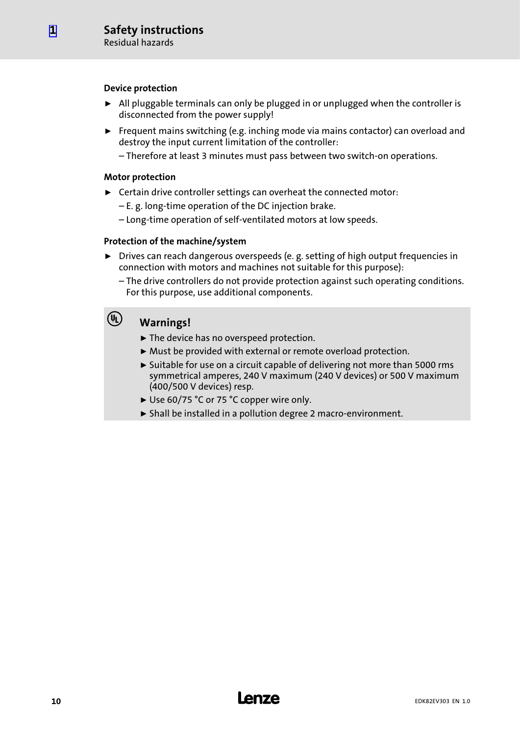#### Device protection

- All pluggable terminals can only be plugged in or unplugged when the controller is disconnected from the power supply!
- Frequent mains switching (e.g. inching mode via mains contactor) can overload and destroy the input current limitation of the controller:
  - Therefore at least 3 minutes must pass between two switch-on operations.

#### Motor protection

- Certain drive controller settings can overheat the connected motor:
  - E. g. long-time operation of the DC injection brake.
  - Long-time operation of self-ventilated motors at low speeds.

#### Protection of the machine/system

- Drives can reach dangerous overspeeds (e. g. setting of high output frequencies in connection with motors and machines not suitable for this purpose):
  - The drive controllers do not provide protection against such operating conditions. For this purpose, use additional components.

**Warnings!**

- The device has no overspeed protection.
- Must be provided with external or remote overload protection.
- Suitable for use on a circuit capable of delivering not more than 5000 rms symmetrical amperes, 240 V maximum (240 V devices) or 500 V maximum (400/500 V devices) resp.
- Use 60/75 °C or 75 °C copper wire only.
- Shall be installed in a pollution degree 2 macro-environment.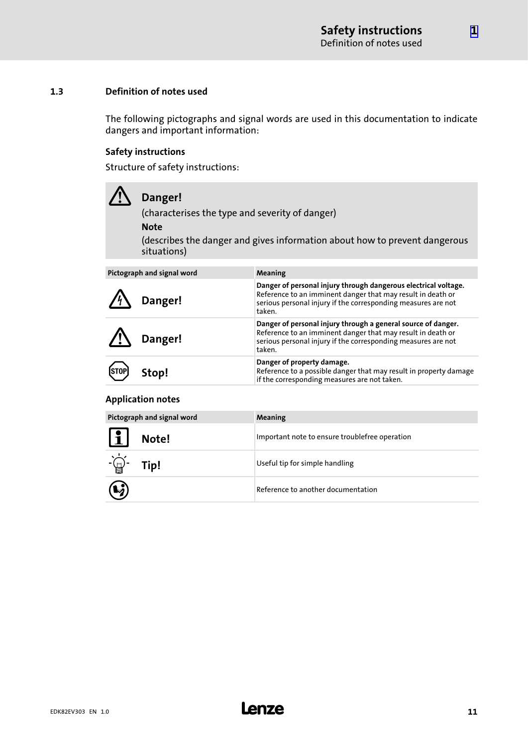## 1.3 Definition of notes used

The following pictographs and signal words are used in this documentation to indicate dangers and important information:

### Safety instructions

Structure of safety instructions:

> **Danger!**
> (characterises the type and severity of danger)
> **Note**
> (describes the danger and gives information about how to prevent dangerous situations)

| Pictograph and signal word | Meaning |
| --- | --- |
| **Danger!** | **Danger of personal injury through dangerous electrical voltage.** Reference to an imminent danger that may result in death or serious personal injury if the corresponding measures are not taken. |
| **Danger!** | **Danger of personal injury through a general source of danger.** Reference to an imminent danger that may result in death or serious personal injury if the corresponding measures are not taken. |
| STOP **Stop!** | **Danger of property damage.** Reference to a possible danger that may result in property damage if the corresponding measures are not taken. |

### Application notes

| Pictograph and signal word | Meaning |
| --- | --- |
| **Note!** | Important note to ensure troublefree operation |
| **Tip!** | Useful tip for simple handling |
| | Reference to another documentation |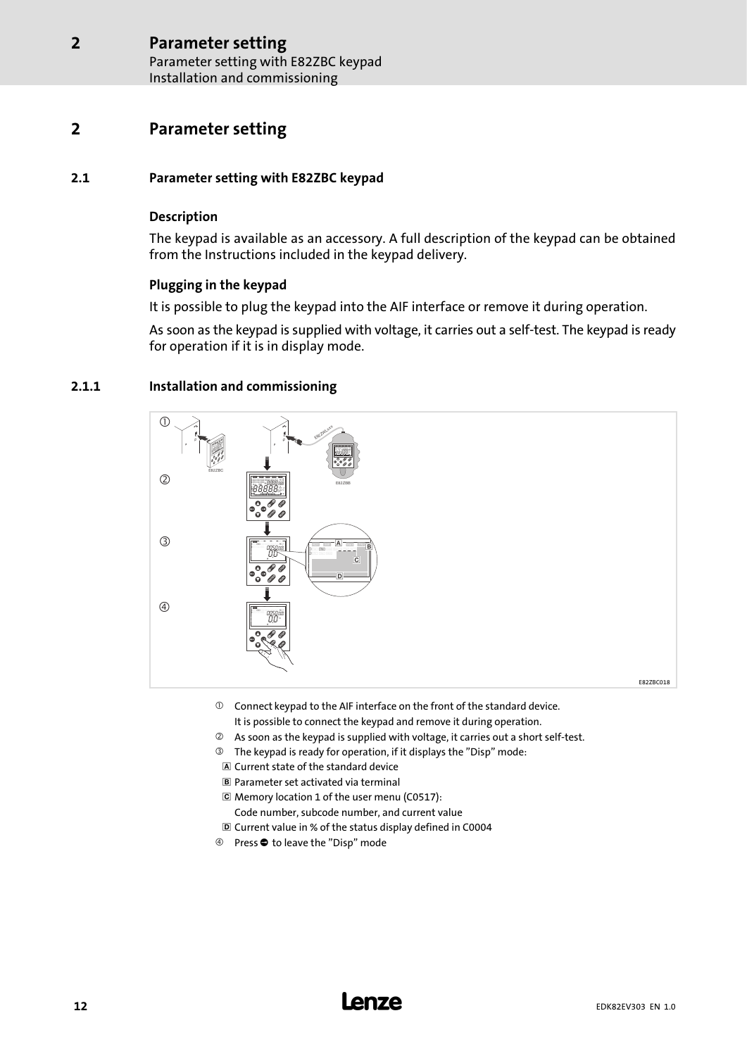## 2 Parameter setting

### 2.1 Parameter setting with E82ZBC keypad

**Description**

The keypad is available as an accessory. A full description of the keypad can be obtained from the Instructions included in the keypad delivery.

**Plugging in the keypad**

It is possible to plug the keypad into the AIF interface or remove it during operation.

As soon as the keypad is supplied with voltage, it carries out a self-test. The keypad is ready for operation if it is in display mode.

#### 2.1.1 Installation and commissioning

E82ZBC018

① Connect keypad to the AIF interface on the front of the standard device.
It is possible to connect the keypad and remove it during operation.

② As soon as the keypad is supplied with voltage, it carries out a short self-test.

③ The keypad is ready for operation, if it displays the "Disp" mode:

- A Current state of the standard device
- B Parameter set activated via terminal
- C Memory location 1 of the user menu (C0517):
  Code number, subcode number, and current value
- D Current value in % of the status display defined in C0004

④ Press ➡ to leave the "Disp" mode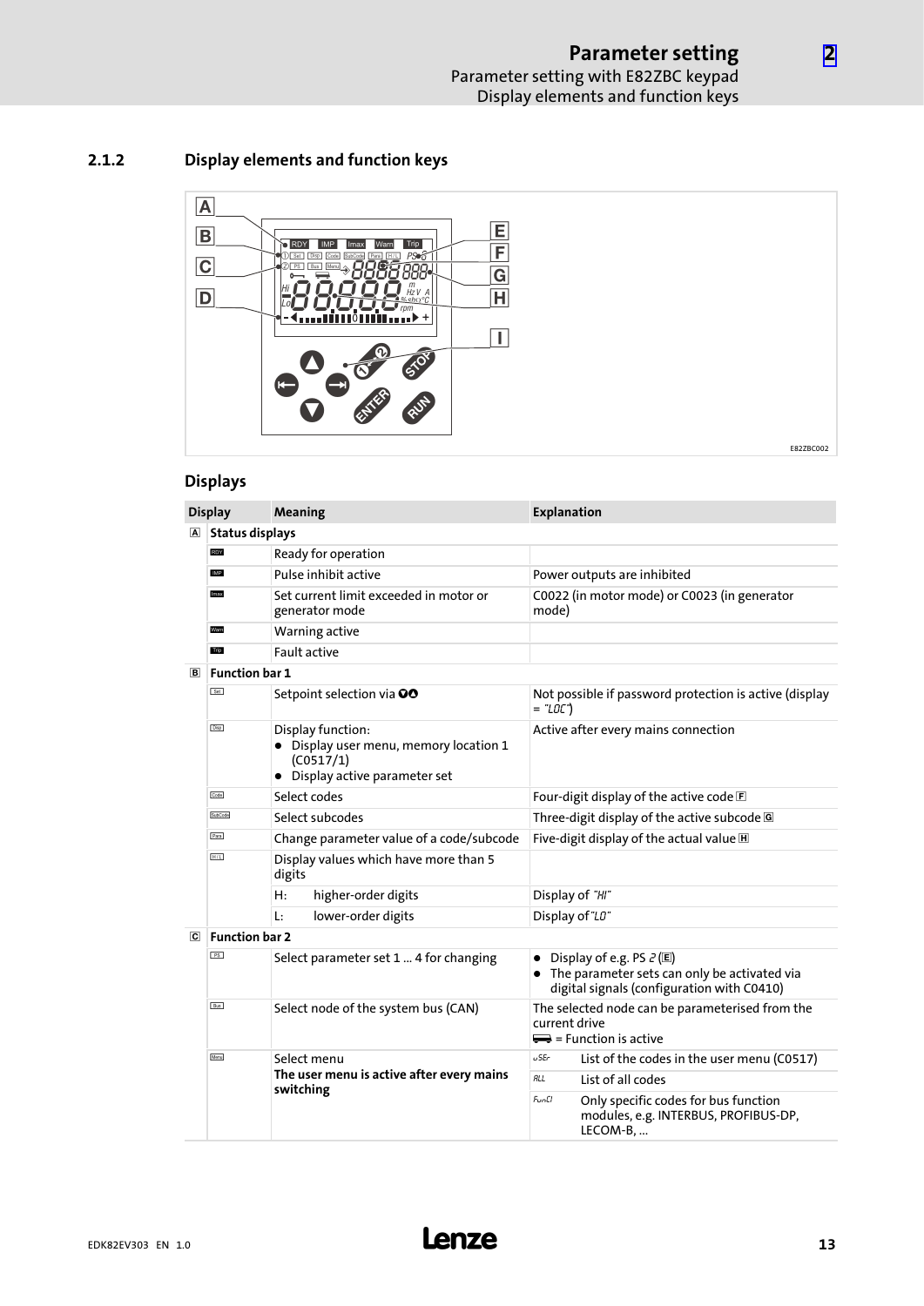### 2.1.2 Display elements and function keys

E82ZBC002

## Displays

| Display | | Meaning | | Explanation | |
|---|---|---|---|---|---|
| A | **Status displays** | | | | |
| | RDY | Ready for operation | | | |
| | IMP | Pulse inhibit active | | Power outputs are inhibited | |
| | Imax | Set current limit exceeded in motor or generator mode | | C0022 (in motor mode) or C0023 (in generator mode) | |
| | Warn | Warning active | | | |
| | Trip | Fault active | | | |
| B | **Function bar 1** | | | | |
| | Set | Setpoint selection via ▼▲ | | Not possible if password protection is active (display = "LOC") | |
| | Disp | Display function:<br>• Display user menu, memory location 1 (C0517/1)<br>• Display active parameter set | | Active after every mains connection | |
| | Code | Select codes | | Four-digit display of the active code F | |
| | SubCode | Select subcodes | | Three-digit display of the active subcode G | |
| | Para | Change parameter value of a code/subcode | | Five-digit display of the actual value H | |
| | Hi/Lo | Display values which have more than 5 digits | | | |
| | | H: | higher-order digits | Display of "HI" | |
| | | L: | lower-order digits | Display of "LO" | |
| C | **Function bar 2** | | | | |
| | PS | Select parameter set 1 ... 4 for changing | | • Display of e.g. PS 2 (E)<br>• The parameter sets can only be activated via digital signals (configuration with C0410) | |
| | Bus | Select node of the system bus (CAN) | | The selected node can be parameterised from the current drive<br>⟹ = Function is active | |
| | Menu | Select menu<br>**The user menu is active after every mains switching** | | uSEr | List of the codes in the user menu (C0517) |
| | | | | ALL | List of all codes |
| | | | | FunCI | Only specific codes for bus function modules, e.g. INTERBUS, PROFIBUS-DP, LECOM-B, ... |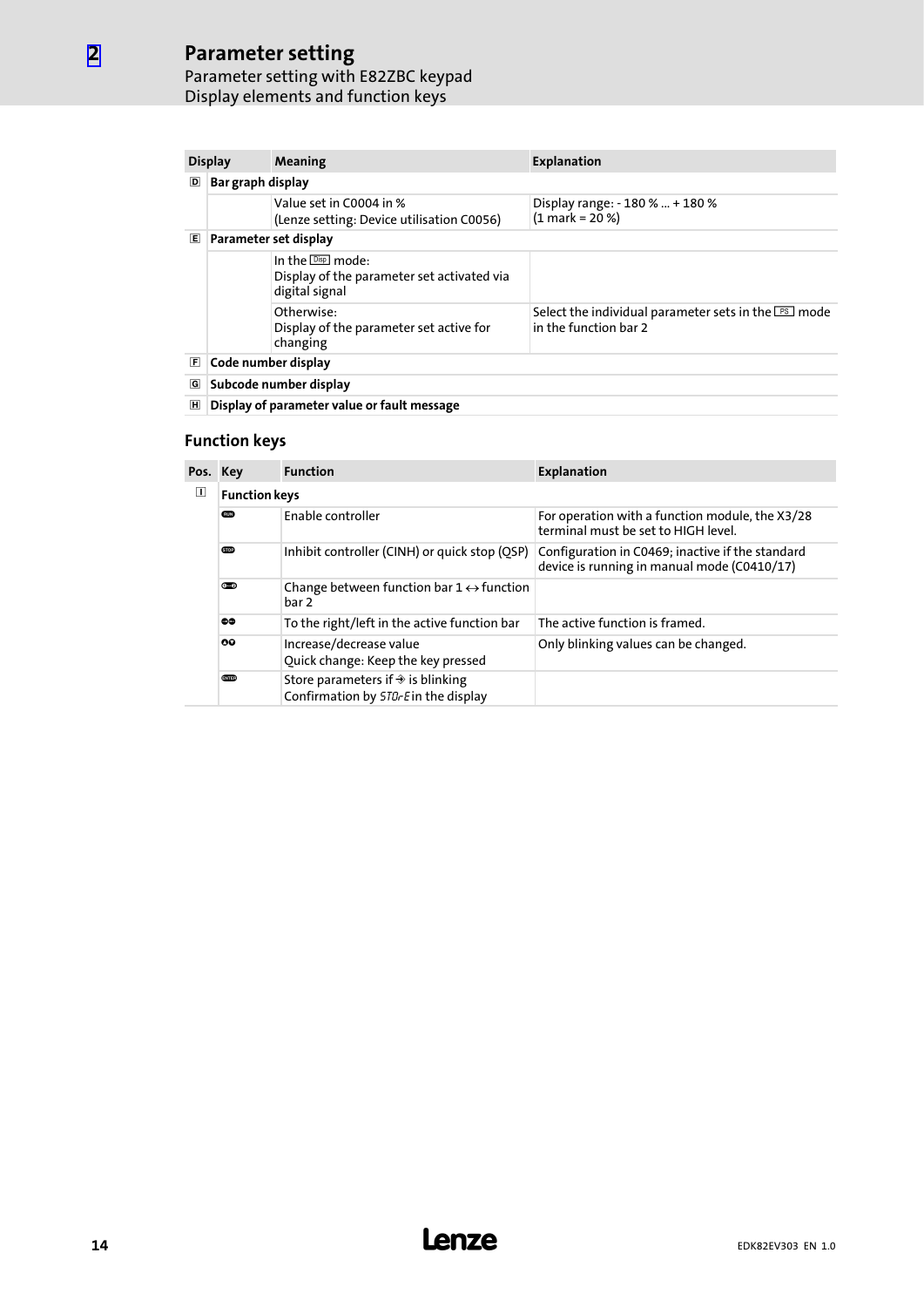# 2 Parameter setting

## Parameter setting with E82ZBC keypad

### Display elements and function keys

| Display | | Meaning | Explanation |
|---|---|---|---|
| D | **Bar graph display** | | |
| | | Value set in C0004 in %<br>(Lenze setting: Device utilisation C0056) | Display range: - 180 % ... + 180 %<br>(1 mark = 20 %) |
| E | **Parameter set display** | | |
| | | In the Disp mode:<br>Display of the parameter set activated via digital signal | |
| | | Otherwise:<br>Display of the parameter set active for changing | Select the individual parameter sets in the PS mode in the function bar 2 |
| F | **Code number display** | | |
| G | **Subcode number display** | | |
| H | **Display of parameter value or fault message** | | |

### Function keys

| Pos. | Key | Function | Explanation |
|---|---|---|---|
| I | **Function keys** | | |
| | RUN | Enable controller | For operation with a function module, the X3/28 terminal must be set to HIGH level. |
| | STOP | Inhibit controller (CINH) or quick stop (QSP) | Configuration in C0469; inactive if the standard device is running in manual mode (C0410/17) |
| | ⊕→⊖ | Change between function bar 1 ↔ function bar 2 | |
| | ◀▶ | To the right/left in the active function bar | The active function is framed. |
| | ▲▼ | Increase/decrease value<br>Quick change: Keep the key pressed | Only blinking values can be changed. |
| | ENTER | Store parameters if → is blinking<br>Confirmation by STOrE in the display | |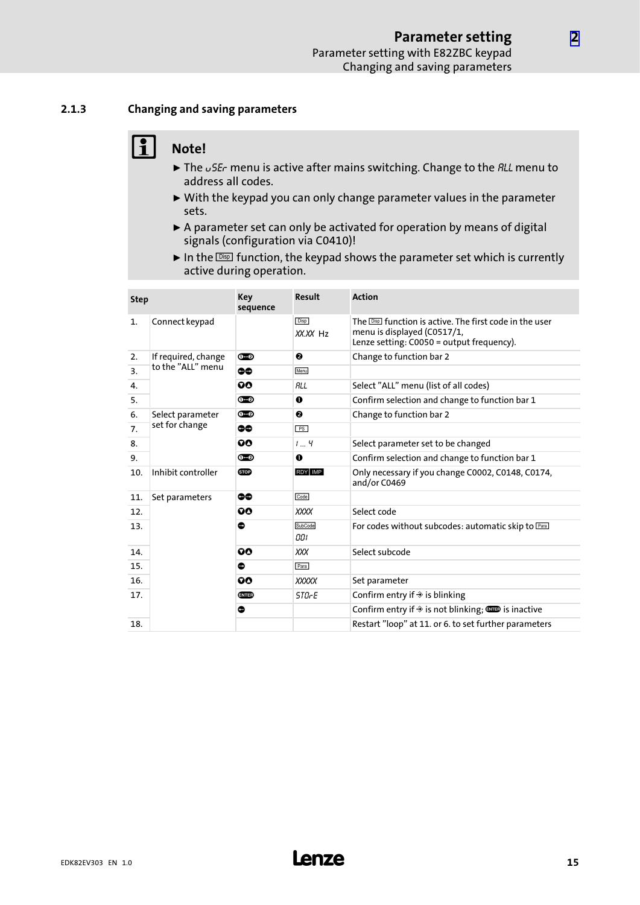### 2.1.3 Changing and saving parameters

**Note!**

- The uSEr menu is active after mains switching. Change to the ALL menu to address all codes.
- With the keypad you can only change parameter values in the parameter sets.
- A parameter set can only be activated for operation by means of digital signals (configuration via C0410)!
- In the Disp function, the keypad shows the parameter set which is currently active during operation.

| Step | | Key sequence | Result | Action |
|---|---|---|---|---|
| 1. | Connect keypad | | Disp XX.XX Hz | The Disp function is active. The first code in the user menu is displayed (C0517/1, Lenze setting: C0050 = output frequency). |
| 2. | If required, change to the "ALL" menu | ❶→❷ | ❷ | Change to function bar 2 |
| 3. | | ◀▶ | Menu | |
| 4. | | ▼▲ | ALL | Select "ALL" menu (list of all codes) |
| 5. | | ❶→❷ | ❶ | Confirm selection and change to function bar 1 |
| 6. | Select parameter set for change | ❶→❷ | ❷ | Change to function bar 2 |
| 7. | | ◀▶ | PS | |
| 8. | | ▼▲ | 1 ... 4 | Select parameter set to be changed |
| 9. | | ❶→❷ | ❶ | Confirm selection and change to function bar 1 |
| 10. | Inhibit controller | STOP | RDY IMP | Only necessary if you change C0002, C0148, C0174, and/or C0469 |
| 11. | Set parameters | ◀▶ | Code | |
| 12. | | ▼▲ | XXXX | Select code |
| 13. | | ▶ | SubCode 001 | For codes without subcodes: automatic skip to Para |
| 14. | | ▼▲ | XXX | Select subcode |
| 15. | | ▶ | Para | |
| 16. | | ▼▲ | XXXXX | Set parameter |
| 17. | | ENTER | STOrE | Confirm entry if ➔ is blinking |
| | | ◀ | | Confirm entry if ➔ is not blinking; ENTER is inactive |
| 18. | | | | Restart "loop" at 11. or 6. to set further parameters |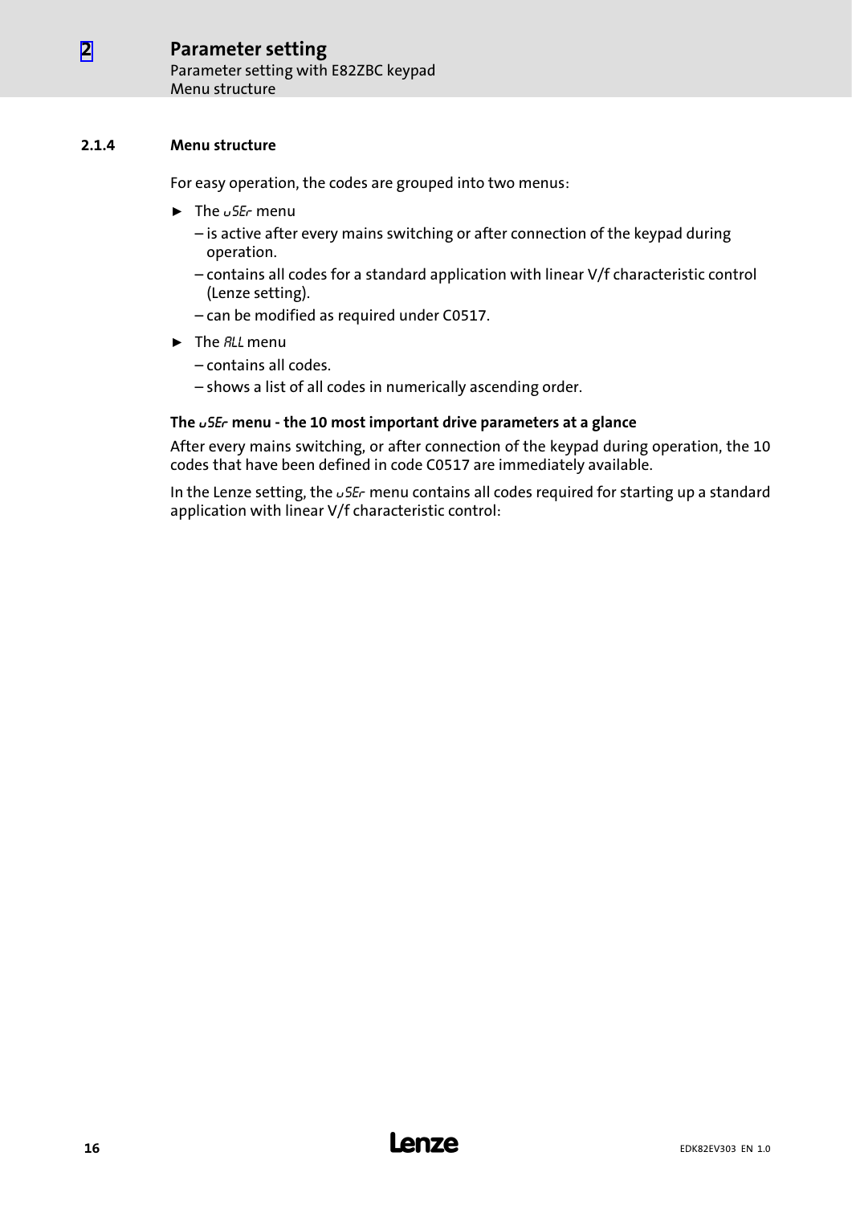### 2.1.4 Menu structure

For easy operation, the codes are grouped into two menus:

- The *uSEr* menu
  - is active after every mains switching or after connection of the keypad during operation.
  - contains all codes for a standard application with linear V/f characteristic control (Lenze setting).
  - can be modified as required under C0517.
- The *ALL* menu
  - contains all codes.
  - shows a list of all codes in numerically ascending order.

**The *uSEr* menu - the 10 most important drive parameters at a glance**

After every mains switching, or after connection of the keypad during operation, the 10 codes that have been defined in code C0517 are immediately available.

In the Lenze setting, the *uSEr* menu contains all codes required for starting up a standard application with linear V/f characteristic control: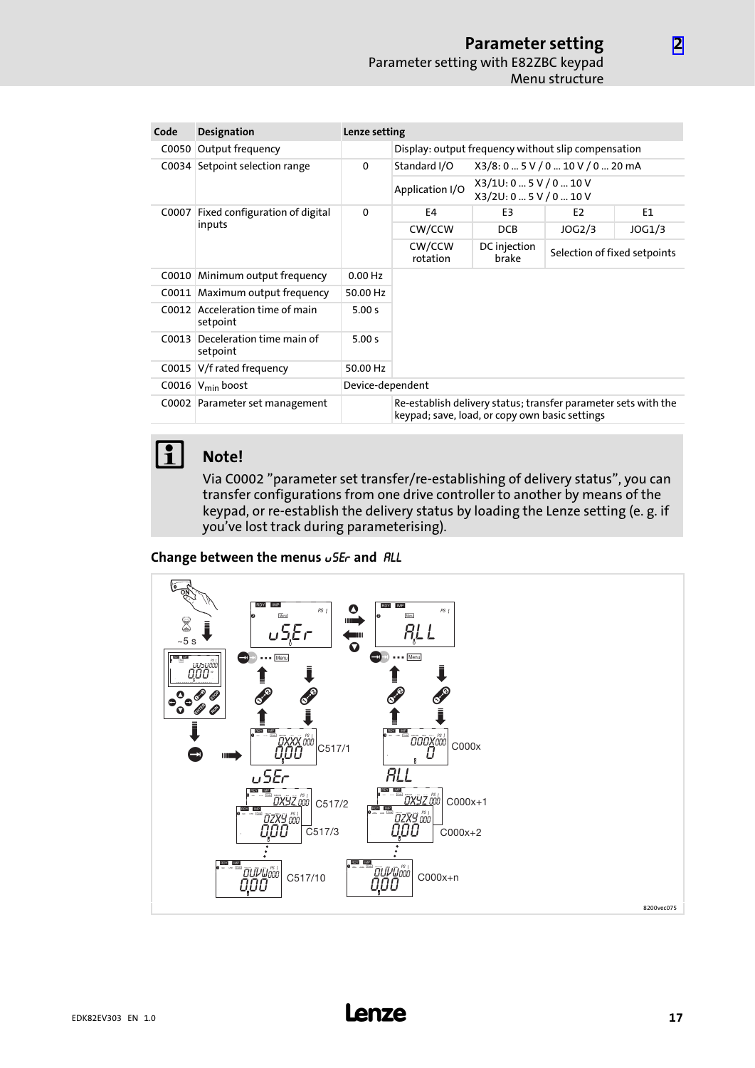| Code | Designation | Lenze setting | | | | |
|---|---|---|---|---|---|---|
| C0050 | Output frequency | | Display: output frequency without slip compensation | | | |
| C0034 | Setpoint selection range | 0 | Standard I/O | X3/8: 0 ... 5 V / 0 ... 10 V / 0 ... 20 mA | | |
| | | | Application I/O | X3/1U: 0 ... 5 V / 0 ... 10 V X3/2U: 0 ... 5 V / 0 ... 10 V | | |
| C0007 | Fixed configuration of digital inputs | 0 | E4 | E3 | E2 | E1 |
| | | | CW/CCW | DCB | JOG2/3 | JOG1/3 |
| | | | CW/CCW rotation | DC injection brake | Selection of fixed setpoints | |
| C0010 | Minimum output frequency | 0.00 Hz | | | | |
| C0011 | Maximum output frequency | 50.00 Hz | | | | |
| C0012 | Acceleration time of main setpoint | 5.00 s | | | | |
| C0013 | Deceleration time main of setpoint | 5.00 s | | | | |
| C0015 | V/f rated frequency | 50.00 Hz | | | | |
| C0016 | $V_{min}$ boost | Device-dependent | | | | |
| C0002 | Parameter set management | | Re-establish delivery status; transfer parameter sets with the keypad; save, load, or copy own basic settings | | | |

## Note!

Via C0002 "parameter set transfer/re-establishing of delivery status", you can transfer configurations from one drive controller to another by means of the keypad, or re-establish the delivery status by loading the Lenze setting (e. g. if you've lost track during parameterising).

### Change between the menus uSEr and ALL

ON
~5 s
uSEr
ALL
Menu
C517/1
C000x
uSEr
ALL
C517/2
C000x+1
C517/3
C000x+2
C517/10
C000x+n

8200vec075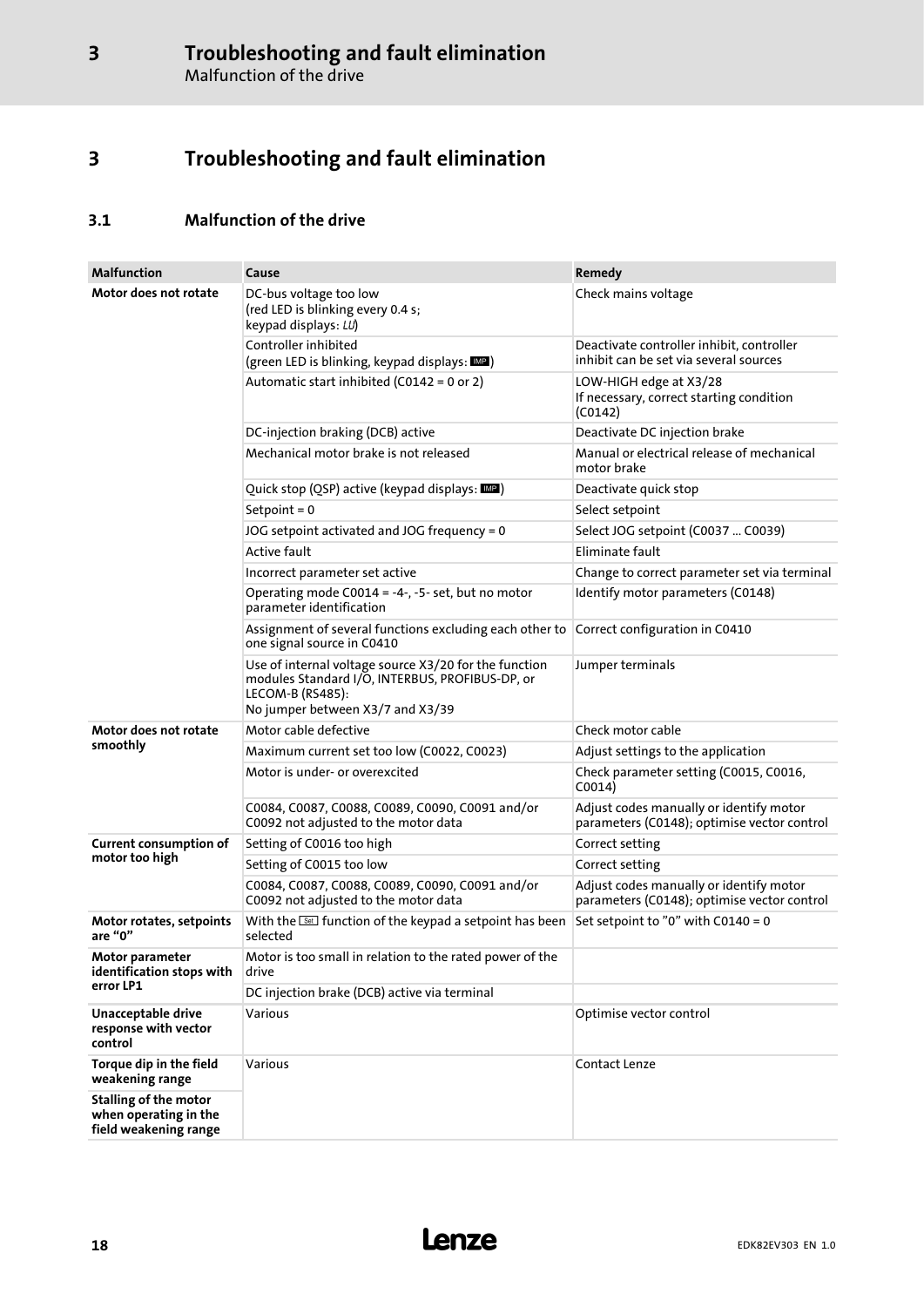# 3 Troubleshooting and fault elimination

## 3.1 Malfunction of the drive

| Malfunction | Cause | Remedy |
| --- | --- | --- |
| **Motor does not rotate** | DC-bus voltage too low (red LED is blinking every 0.4 s; keypad displays: *LU*) | Check mains voltage |
| | Controller inhibited (green LED is blinking, keypad displays: IMP) | Deactivate controller inhibit, controller inhibit can be set via several sources |
| | Automatic start inhibited (C0142 = 0 or 2) | LOW-HIGH edge at X3/28 If necessary, correct starting condition (C0142) |
| | DC-injection braking (DCB) active | Deactivate DC injection brake |
| | Mechanical motor brake is not released | Manual or electrical release of mechanical motor brake |
| | Quick stop (QSP) active (keypad displays: IMP) | Deactivate quick stop |
| | Setpoint = 0 | Select setpoint |
| | JOG setpoint activated and JOG frequency = 0 | Select JOG setpoint (C0037 ... C0039) |
| | Active fault | Eliminate fault |
| | Incorrect parameter set active | Change to correct parameter set via terminal |
| | Operating mode C0014 = -4-, -5- set, but no motor parameter identification | Identify motor parameters (C0148) |
| | Assignment of several functions excluding each other to one signal source in C0410 | Correct configuration in C0410 |
| | Use of internal voltage source X3/20 for the function modules Standard I/O, INTERBUS, PROFIBUS-DP, or LECOM-B (RS485): No jumper between X3/7 and X3/39 | Jumper terminals |
| **Motor does not rotate smoothly** | Motor cable defective | Check motor cable |
| | Maximum current set too low (C0022, C0023) | Adjust settings to the application |
| | Motor is under- or overexcited | Check parameter setting (C0015, C0016, C0014) |
| | C0084, C0087, C0088, C0089, C0090, C0091 and/or C0092 not adjusted to the motor data | Adjust codes manually or identify motor parameters (C0148); optimise vector control |
| **Current consumption of motor too high** | Setting of C0016 too high | Correct setting |
| | Setting of C0015 too low | Correct setting |
| | C0084, C0087, C0088, C0089, C0090, C0091 and/or C0092 not adjusted to the motor data | Adjust codes manually or identify motor parameters (C0148); optimise vector control |
| **Motor rotates, setpoints are "0"** | With the Set function of the keypad a setpoint has been selected | Set setpoint to "0" with C0140 = 0 |
| **Motor parameter identification stops with error LP1** | Motor is too small in relation to the rated power of the drive | |
| | DC injection brake (DCB) active via terminal | |
| **Unacceptable drive response with vector control** | Various | Optimise vector control |
| **Torque dip in the field weakening range** | Various | Contact Lenze |
| **Stalling of the motor when operating in the field weakening range** | | |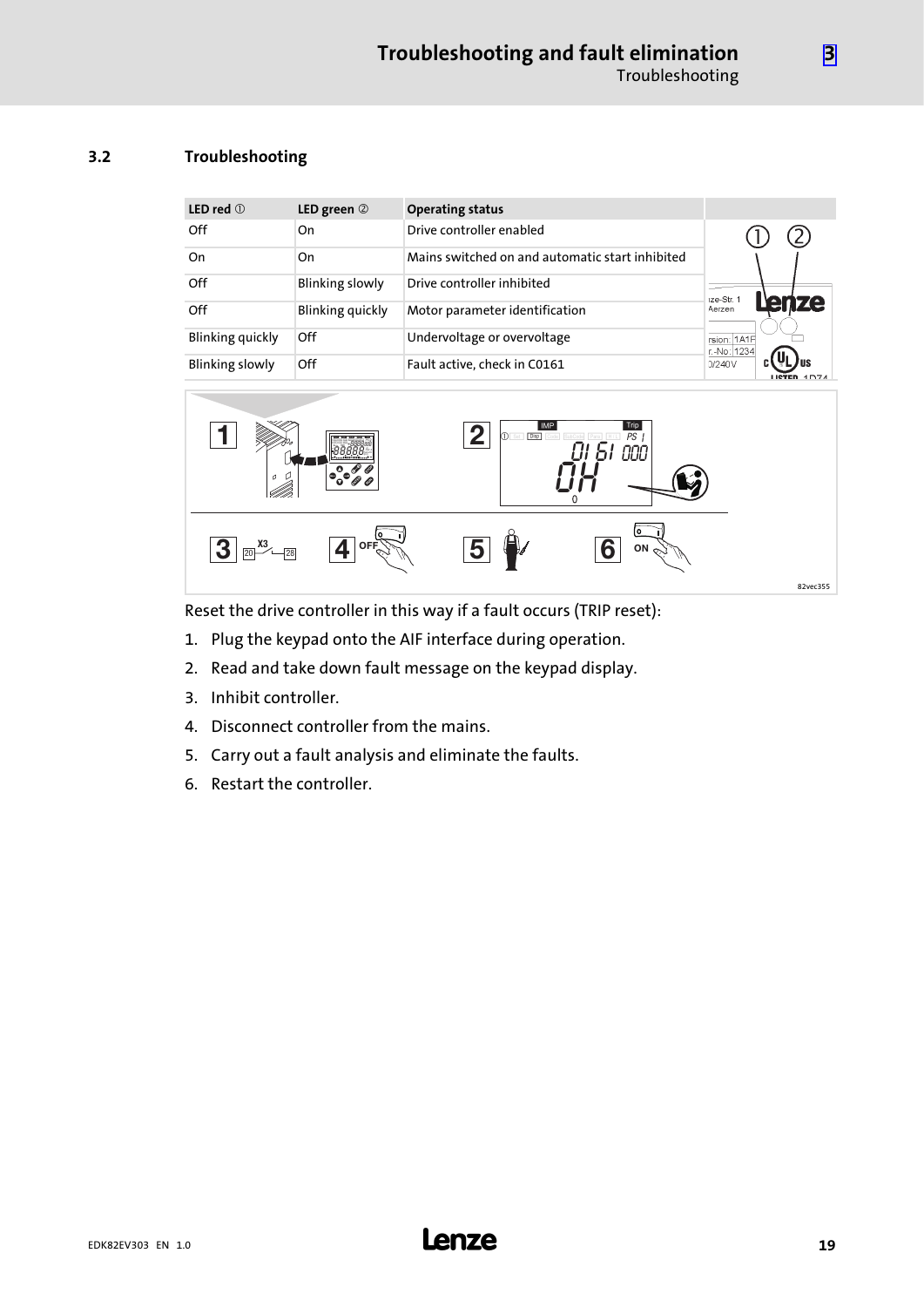## 3.2 Troubleshooting

| LED red ① | LED green ② | Operating status |
|---|---|---|
| Off | On | Drive controller enabled |
| On | On | Mains switched on and automatic start inhibited |
| Off | Blinking slowly | Drive controller inhibited |
| Off | Blinking quickly | Motor parameter identification |
| Blinking quickly | Off | Undervoltage or overvoltage |
| Blinking slowly | Off | Fault active, check in C0161 |

Reset the drive controller in this way if a fault occurs (TRIP reset):

1. Plug the keypad onto the AIF interface during operation.
2. Read and take down fault message on the keypad display.
3. Inhibit controller.
4. Disconnect controller from the mains.
5. Carry out a fault analysis and eliminate the faults.
6. Restart the controller.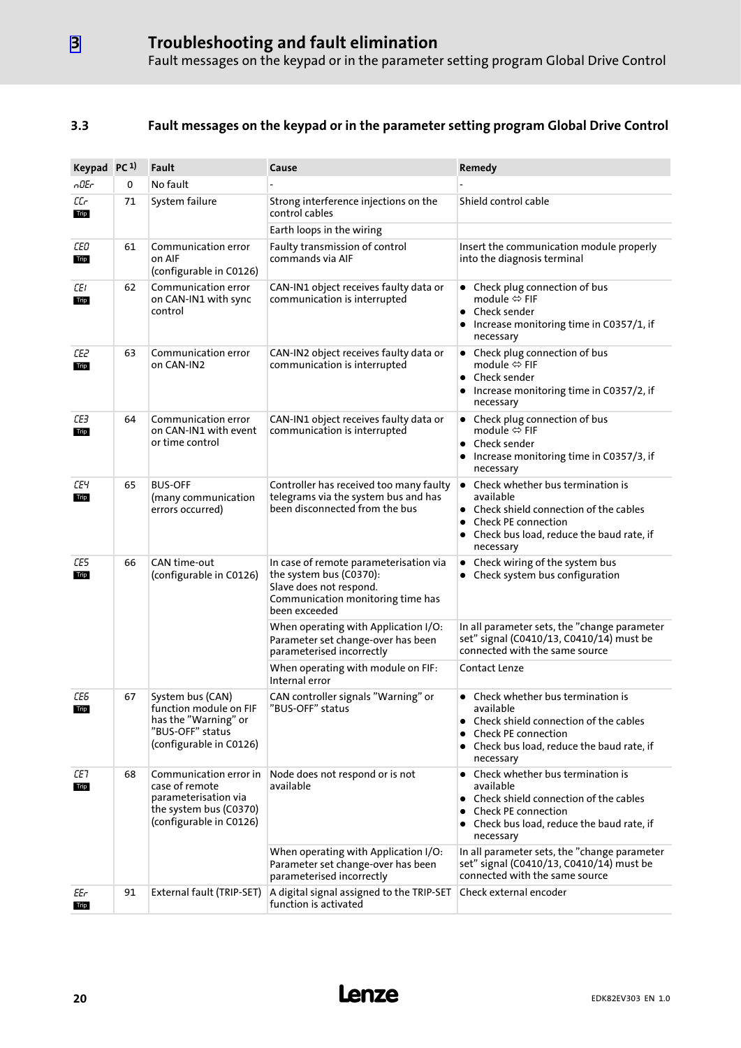### 3.3 Fault messages on the keypad or in the parameter setting program Global Drive Control

| Keypad | PC 1) | Fault | Cause | Remedy |
|---|---|---|---|---|
| nOEr | 0 | No fault | - | - |
| CCr Trip | 71 | System failure | Strong interference injections on the control cables | Shield control cable |
| | | | Earth loops in the wiring | |
| CE0 Trip | 61 | Communication error on AIF (configurable in C0126) | Faulty transmission of control commands via AIF | Insert the communication module properly into the diagnosis terminal |
| CE1 Trip | 62 | Communication error on CAN-IN1 with sync control | CAN-IN1 object receives faulty data or communication is interrupted | • Check plug connection of bus module ⇔ FIF<br>• Check sender<br>• Increase monitoring time in C0357/1, if necessary |
| CE2 Trip | 63 | Communication error on CAN-IN2 | CAN-IN2 object receives faulty data or communication is interrupted | • Check plug connection of bus module ⇔ FIF<br>• Check sender<br>• Increase monitoring time in C0357/2, if necessary |
| CE3 Trip | 64 | Communication error on CAN-IN1 with event or time control | CAN-IN1 object receives faulty data or communication is interrupted | • Check plug connection of bus module ⇔ FIF<br>• Check sender<br>• Increase monitoring time in C0357/3, if necessary |
| CE4 Trip | 65 | BUS-OFF (many communication errors occurred) | Controller has received too many faulty telegrams via the system bus and has been disconnected from the bus | • Check whether bus termination is available<br>• Check shield connection of the cables<br>• Check PE connection<br>• Check bus load, reduce the baud rate, if necessary |
| CE5 Trip | 66 | CAN time-out (configurable in C0126) | In case of remote parameterisation via the system bus (C0370): Slave does not respond. Communication monitoring time has been exceeded | • Check wiring of the system bus<br>• Check system bus configuration |
| | | | When operating with Application I/O: Parameter set change-over has been parameterised incorrectly | In all parameter sets, the "change parameter set" signal (C0410/13, C0410/14) must be connected with the same source |
| | | | When operating with module on FIF: Internal error | Contact Lenze |
| CE6 Trip | 67 | System bus (CAN) function module on FIF has the "Warning" or "BUS-OFF" status (configurable in C0126) | CAN controller signals "Warning" or "BUS-OFF" status | • Check whether bus termination is available<br>• Check shield connection of the cables<br>• Check PE connection<br>• Check bus load, reduce the baud rate, if necessary |
| CE7 Trip | 68 | Communication error in case of remote parameterisation via the system bus (C0370) (configurable in C0126) | Node does not respond or is not available | • Check whether bus termination is available<br>• Check shield connection of the cables<br>• Check PE connection<br>• Check bus load, reduce the baud rate, if necessary |
| | | | When operating with Application I/O: Parameter set change-over has been parameterised incorrectly | In all parameter sets, the "change parameter set" signal (C0410/13, C0410/14) must be connected with the same source |
| EEr Trip | 91 | External fault (TRIP-SET) | A digital signal assigned to the TRIP-SET function is activated | Check external encoder |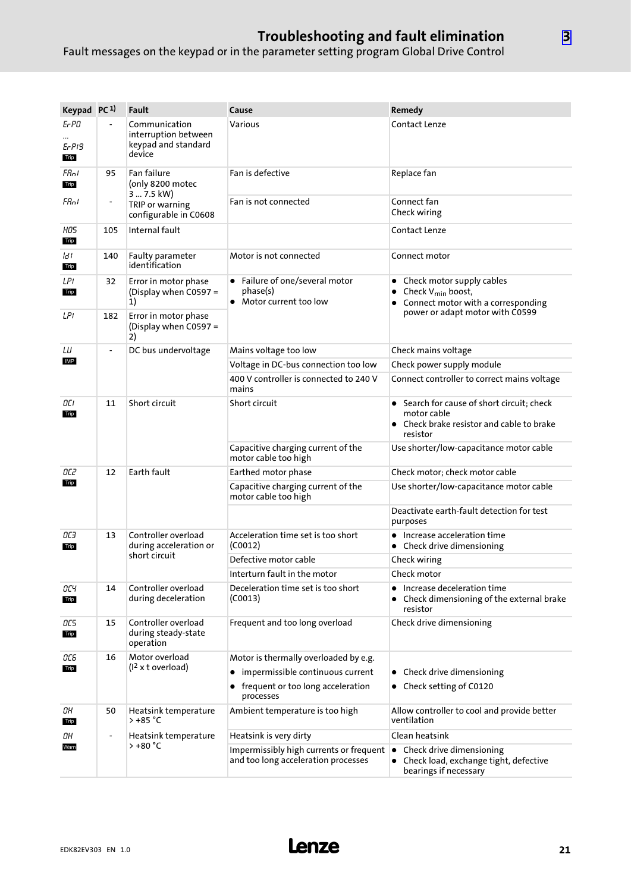# Troubleshooting and fault elimination

Fault messages on the keypad or in the parameter setting program Global Drive Control

| Keypad | PC [1] | Fault | Cause | Remedy |
|---|---|---|---|---|
| ErP0 … ErP19 Trip | - | Communication interruption between keypad and standard device | Various | Contact Lenze |
| FAn1 Trip | 95 | Fan failure (only 8200 motec 3 … 7.5 kW) TRIP or warning configurable in C0608 | Fan is defective | Replace fan |
| FAn1 | - | | Fan is not connected | Connect fan<br>Check wiring |
| H05 Trip | 105 | Internal fault | | Contact Lenze |
| Id1 Trip | 140 | Faulty parameter identification | Motor is not connected | Connect motor |
| LP1 Trip | 32 | Error in motor phase (Display when C0597 = 1) | • Failure of one/several motor phase(s)<br>• Motor current too low | • Check motor supply cables<br>• Check $V_{min}$ boost,<br>• Connect motor with a corresponding power or adapt motor with C0599 |
| LP1 | 182 | Error in motor phase (Display when C0597 = 2) | | |
| LU IMP | - | DC bus undervoltage | Mains voltage too low | Check mains voltage |
| | | | Voltage in DC-bus connection too low | Check power supply module |
| | | | 400 V controller is connected to 240 V mains | Connect controller to correct mains voltage |
| OC1 Trip | 11 | Short circuit | Short circuit | • Search for cause of short circuit; check motor cable<br>• Check brake resistor and cable to brake resistor |
| | | | Capacitive charging current of the motor cable too high | Use shorter/low-capacitance motor cable |
| OC2 Trip | 12 | Earth fault | Earthed motor phase | Check motor; check motor cable |
| | | | Capacitive charging current of the motor cable too high | Use shorter/low-capacitance motor cable |
| | | | | Deactivate earth-fault detection for test purposes |
| OC3 Trip | 13 | Controller overload during acceleration or short circuit | Acceleration time set is too short (C0012) | • Increase acceleration time<br>• Check drive dimensioning |
| | | | Defective motor cable | Check wiring |
| | | | Interturn fault in the motor | Check motor |
| OC4 Trip | 14 | Controller overload during deceleration | Deceleration time set is too short (C0013) | • Increase deceleration time<br>• Check dimensioning of the external brake resistor |
| OC5 Trip | 15 | Controller overload during steady-state operation | Frequent and too long overload | Check drive dimensioning |
| OC6 Trip | 16 | Motor overload ($I^2$ x t overload) | Motor is thermally overloaded by e.g.<br>• impermissible continuous current<br>• frequent or too long acceleration processes | • Check drive dimensioning<br>• Check setting of C0120 |
| OH Trip | 50 | Heatsink temperature > +85 °C | Ambient temperature is too high | Allow controller to cool and provide better ventilation |
| OH Warn | - | Heatsink temperature > +80 °C | Heatsink is very dirty | Clean heatsink |
| | | | Impermissibly high currents or frequent and too long acceleration processes | • Check drive dimensioning<br>• Check load, exchange tight, defective bearings if necessary |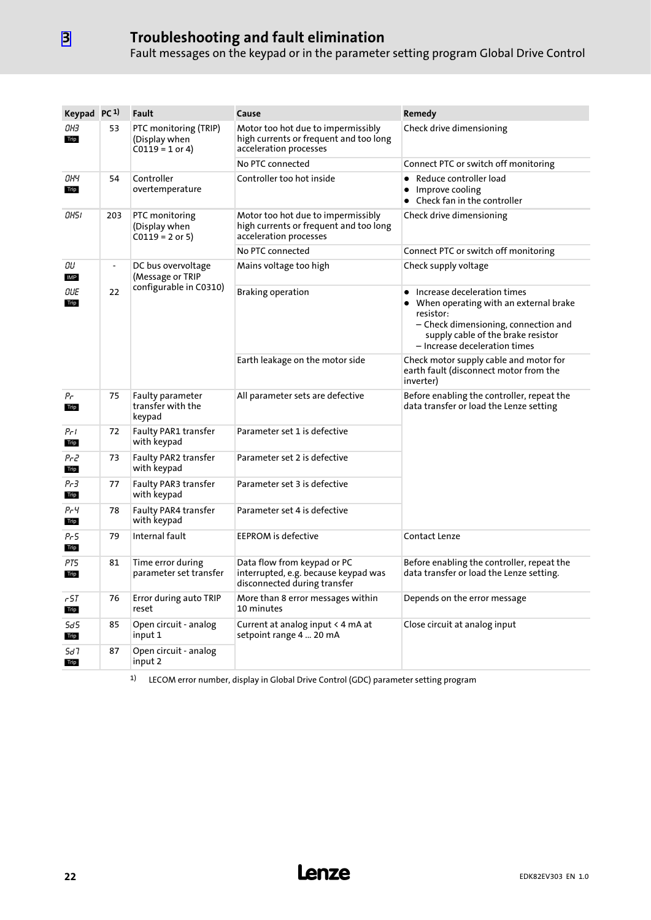## 3 Troubleshooting and fault elimination

Fault messages on the keypad or in the parameter setting program Global Drive Control

| Keypad | PC [1] | Fault | Cause | Remedy |
|---|---|---|---|---|
| OH3 Trip | 53 | PTC monitoring (TRIP) (Display when C0119 = 1 or 4) | Motor too hot due to impermissibly high currents or frequent and too long acceleration processes | Check drive dimensioning |
| | | | No PTC connected | Connect PTC or switch off monitoring |
| OH4 Trip | 54 | Controller overtemperature | Controller too hot inside | • Reduce controller load<br>• Improve cooling<br>• Check fan in the controller |
| OH51 | 203 | PTC monitoring (Display when C0119 = 2 or 5) | Motor too hot due to impermissibly high currents or frequent and too long acceleration processes | Check drive dimensioning |
| | | | No PTC connected | Connect PTC or switch off monitoring |
| OU IMP | - | DC bus overvoltage (Message or TRIP configurable in C0310) | Mains voltage too high | Check supply voltage |
| OUE Trip | 22 | | Braking operation | • Increase deceleration times<br>• When operating with an external brake resistor:<br>– Check dimensioning, connection and supply cable of the brake resistor<br>– Increase deceleration times |
| | | | Earth leakage on the motor side | Check motor supply cable and motor for earth fault (disconnect motor from the inverter) |
| Pr Trip | 75 | Faulty parameter transfer with the keypad | All parameter sets are defective | Before enabling the controller, repeat the data transfer or load the Lenze setting |
| Pr1 Trip | 72 | Faulty PAR1 transfer with keypad | Parameter set 1 is defective | |
| Pr2 Trip | 73 | Faulty PAR2 transfer with keypad | Parameter set 2 is defective | |
| Pr3 Trip | 77 | Faulty PAR3 transfer with keypad | Parameter set 3 is defective | |
| Pr4 Trip | 78 | Faulty PAR4 transfer with keypad | Parameter set 4 is defective | |
| Pr5 Trip | 79 | Internal fault | EEPROM is defective | Contact Lenze |
| PT5 Trip | 81 | Time error during parameter set transfer | Data flow from keypad or PC interrupted, e.g. because keypad was disconnected during transfer | Before enabling the controller, repeat the data transfer or load the Lenze setting. |
| rST Trip | 76 | Error during auto TRIP reset | More than 8 error messages within 10 minutes | Depends on the error message |
| Sd5 Trip | 85 | Open circuit - analog input 1 | Current at analog input < 4 mA at setpoint range 4 ... 20 mA | Close circuit at analog input |
| Sd7 Trip | 87 | Open circuit - analog input 2 | | |

[1] LECOM error number, display in Global Drive Control (GDC) parameter setting program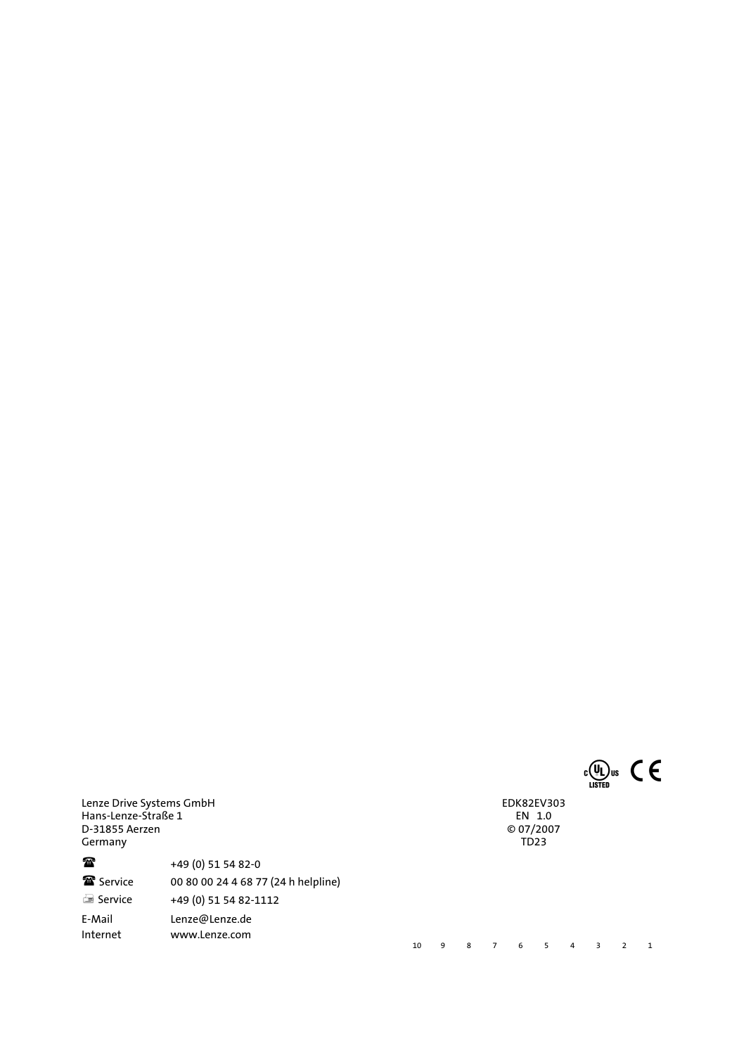Lenze Drive Systems GmbH
Hans-Lenze-Straße 1
D-31855 Aerzen
Germany

EDK82EV303
EN 1.0
© 07/2007
TD23

| | |
|---|---|
| ☎ | +49 (0) 51 54 82-0 |
| ☎ Service | 00 80 00 24 4 68 77 (24 h helpline) |
| 📠 Service | +49 (0) 51 54 82-1112 |
| E-Mail | Lenze@Lenze.de |
| Internet | www.Lenze.com |

10 9 8 7 6 5 4 3 2 1